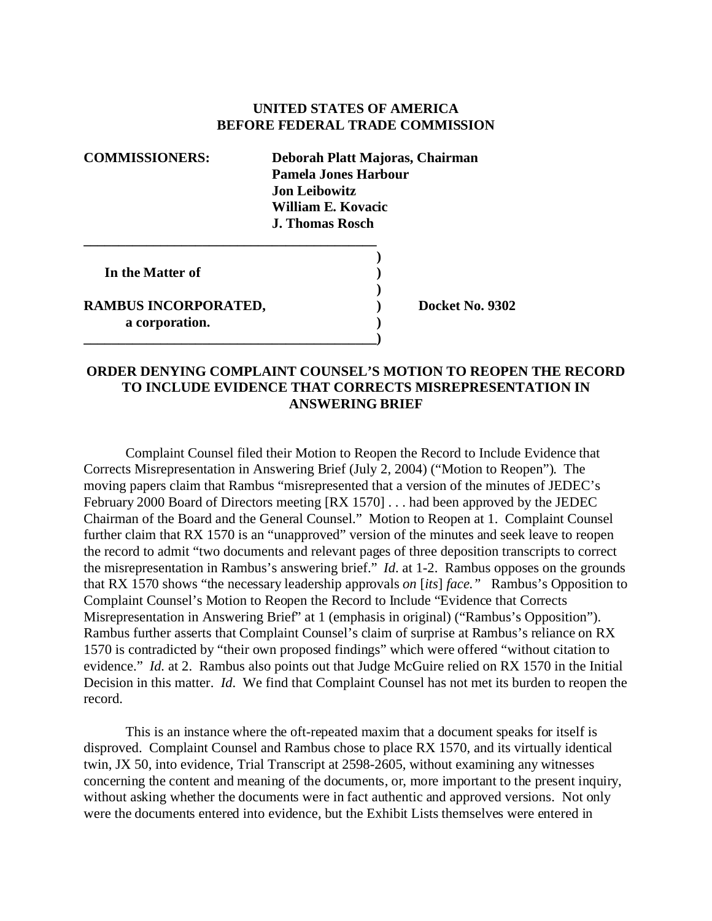**UNITED STATES OF AMERICA**
**BEFORE FEDERAL TRADE COMMISSION**

**COMMISSIONERS:** **Deborah Platt Majoras, Chairman**
**Pamela Jones Harbour**
**Jon Leibowitz**
**William E. Kovacic**
**J. Thomas Rosch**

**In the Matter of**

**RAMBUS INCORPORATED,**
**a corporation.**

**Docket No. 9302**

## ORDER DENYING COMPLAINT COUNSEL'S MOTION TO REOPEN THE RECORD TO INCLUDE EVIDENCE THAT CORRECTS MISREPRESENTATION IN ANSWERING BRIEF

Complaint Counsel filed their Motion to Reopen the Record to Include Evidence that Corrects Misrepresentation in Answering Brief (July 2, 2004) ("Motion to Reopen"). The moving papers claim that Rambus "misrepresented that a version of the minutes of JEDEC's February 2000 Board of Directors meeting [RX 1570] . . . had been approved by the JEDEC Chairman of the Board and the General Counsel." Motion to Reopen at 1. Complaint Counsel further claim that RX 1570 is an "unapproved" version of the minutes and seek leave to reopen the record to admit "two documents and relevant pages of three deposition transcripts to correct the misrepresentation in Rambus's answering brief." *Id.* at 1-2. Rambus opposes on the grounds that RX 1570 shows "the necessary leadership approvals *on* [*its*] *face.*" Rambus's Opposition to Complaint Counsel's Motion to Reopen the Record to Include "Evidence that Corrects Misrepresentation in Answering Brief" at 1 (emphasis in original) ("Rambus's Opposition"). Rambus further asserts that Complaint Counsel's claim of surprise at Rambus's reliance on RX 1570 is contradicted by "their own proposed findings" which were offered "without citation to evidence." *Id.* at 2. Rambus also points out that Judge McGuire relied on RX 1570 in the Initial Decision in this matter. *Id.* We find that Complaint Counsel has not met its burden to reopen the record.

This is an instance where the oft-repeated maxim that a document speaks for itself is disproved. Complaint Counsel and Rambus chose to place RX 1570, and its virtually identical twin, JX 50, into evidence, Trial Transcript at 2598-2605, without examining any witnesses concerning the content and meaning of the documents, or, more important to the present inquiry, without asking whether the documents were in fact authentic and approved versions. Not only were the documents entered into evidence, but the Exhibit Lists themselves were entered in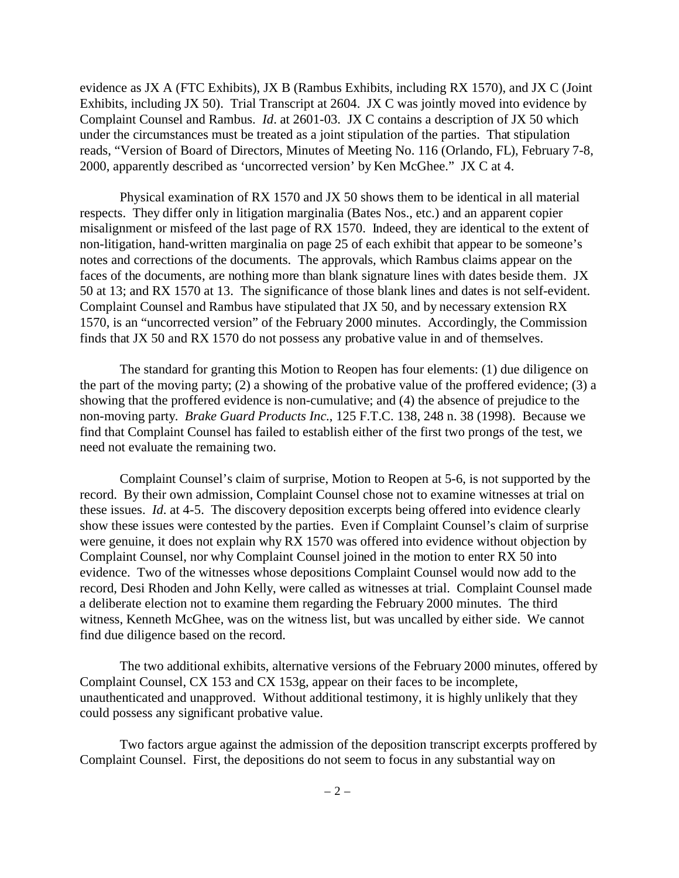evidence as JX A (FTC Exhibits), JX B (Rambus Exhibits, including RX 1570), and JX C (Joint Exhibits, including JX 50). Trial Transcript at 2604. JX C was jointly moved into evidence by Complaint Counsel and Rambus. *Id*. at 2601-03. JX C contains a description of JX 50 which under the circumstances must be treated as a joint stipulation of the parties. That stipulation reads, "Version of Board of Directors, Minutes of Meeting No. 116 (Orlando, FL), February 7-8, 2000, apparently described as 'uncorrected version' by Ken McGhee." JX C at 4.

Physical examination of RX 1570 and JX 50 shows them to be identical in all material respects. They differ only in litigation marginalia (Bates Nos., etc.) and an apparent copier misalignment or misfeed of the last page of RX 1570. Indeed, they are identical to the extent of non-litigation, hand-written marginalia on page 25 of each exhibit that appear to be someone's notes and corrections of the documents. The approvals, which Rambus claims appear on the faces of the documents, are nothing more than blank signature lines with dates beside them. JX 50 at 13; and RX 1570 at 13. The significance of those blank lines and dates is not self-evident. Complaint Counsel and Rambus have stipulated that JX 50, and by necessary extension RX 1570, is an "uncorrected version" of the February 2000 minutes. Accordingly, the Commission finds that JX 50 and RX 1570 do not possess any probative value in and of themselves.

The standard for granting this Motion to Reopen has four elements: (1) due diligence on the part of the moving party; (2) a showing of the probative value of the proffered evidence; (3) a showing that the proffered evidence is non-cumulative; and (4) the absence of prejudice to the non-moving party. *Brake Guard Products Inc.*, 125 F.T.C. 138, 248 n. 38 (1998). Because we find that Complaint Counsel has failed to establish either of the first two prongs of the test, we need not evaluate the remaining two.

Complaint Counsel's claim of surprise, Motion to Reopen at 5-6, is not supported by the record. By their own admission, Complaint Counsel chose not to examine witnesses at trial on these issues. *Id*. at 4-5. The discovery deposition excerpts being offered into evidence clearly show these issues were contested by the parties. Even if Complaint Counsel's claim of surprise were genuine, it does not explain why RX 1570 was offered into evidence without objection by Complaint Counsel, nor why Complaint Counsel joined in the motion to enter RX 50 into evidence. Two of the witnesses whose depositions Complaint Counsel would now add to the record, Desi Rhoden and John Kelly, were called as witnesses at trial. Complaint Counsel made a deliberate election not to examine them regarding the February 2000 minutes. The third witness, Kenneth McGhee, was on the witness list, but was uncalled by either side. We cannot find due diligence based on the record.

The two additional exhibits, alternative versions of the February 2000 minutes, offered by Complaint Counsel, CX 153 and CX 153g, appear on their faces to be incomplete, unauthenticated and unapproved. Without additional testimony, it is highly unlikely that they could possess any significant probative value.

Two factors argue against the admission of the deposition transcript excerpts proffered by Complaint Counsel. First, the depositions do not seem to focus in any substantial way on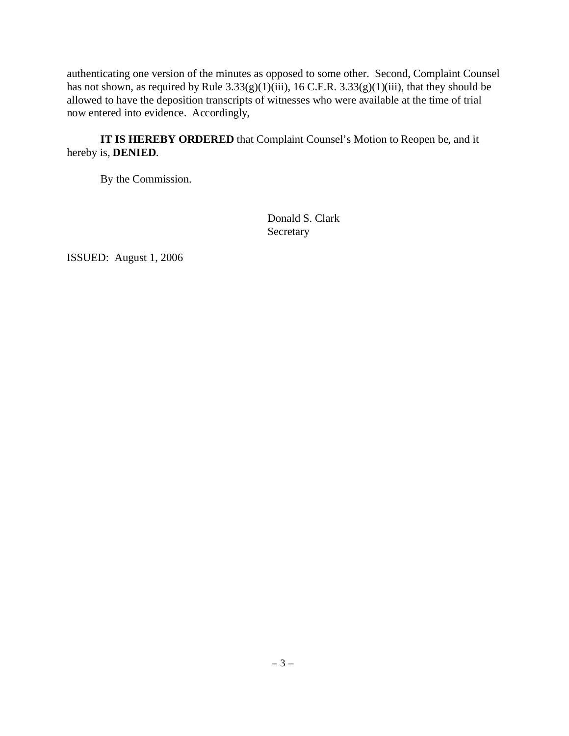authenticating one version of the minutes as opposed to some other. Second, Complaint Counsel has not shown, as required by Rule 3.33(g)(1)(iii), 16 C.F.R. 3.33(g)(1)(iii), that they should be allowed to have the deposition transcripts of witnesses who were available at the time of trial now entered into evidence. Accordingly,

**IT IS HEREBY ORDERED** that Complaint Counsel's Motion to Reopen be, and it hereby is, **DENIED**.

By the Commission.

Donald S. Clark
Secretary

ISSUED: August 1, 2006